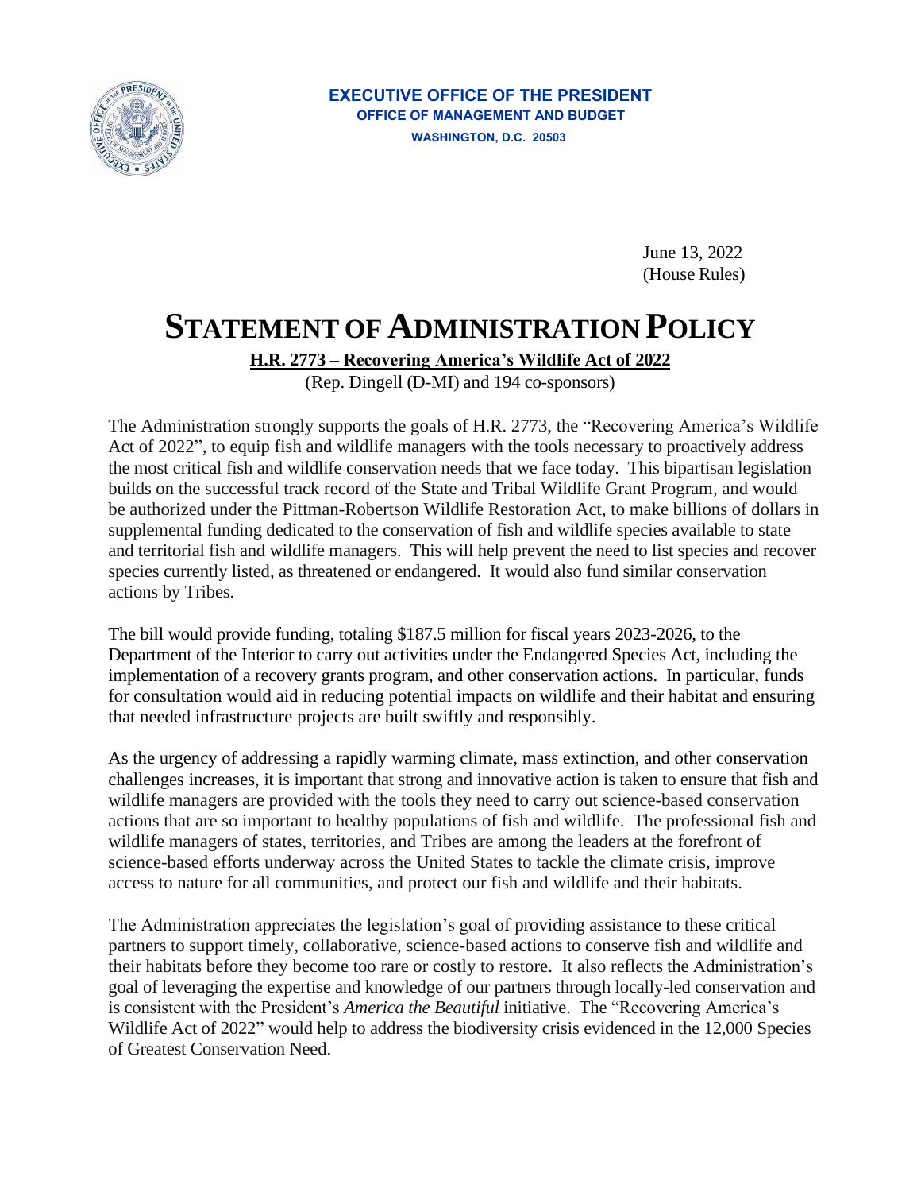**EXECUTIVE OFFICE OF THE PRESIDENT**
**OFFICE OF MANAGEMENT AND BUDGET**
**WASHINGTON, D.C. 20503**

June 13, 2022
(House Rules)

# STATEMENT OF ADMINISTRATION POLICY

**H.R. 2773 – Recovering America's Wildlife Act of 2022**
(Rep. Dingell (D-MI) and 194 co-sponsors)

The Administration strongly supports the goals of H.R. 2773, the "Recovering America's Wildlife Act of 2022", to equip fish and wildlife managers with the tools necessary to proactively address the most critical fish and wildlife conservation needs that we face today. This bipartisan legislation builds on the successful track record of the State and Tribal Wildlife Grant Program, and would be authorized under the Pittman-Robertson Wildlife Restoration Act, to make billions of dollars in supplemental funding dedicated to the conservation of fish and wildlife species available to state and territorial fish and wildlife managers. This will help prevent the need to list species and recover species currently listed, as threatened or endangered. It would also fund similar conservation actions by Tribes.

The bill would provide funding, totaling $187.5 million for fiscal years 2023-2026, to the Department of the Interior to carry out activities under the Endangered Species Act, including the implementation of a recovery grants program, and other conservation actions. In particular, funds for consultation would aid in reducing potential impacts on wildlife and their habitat and ensuring that needed infrastructure projects are built swiftly and responsibly.

As the urgency of addressing a rapidly warming climate, mass extinction, and other conservation challenges increases, it is important that strong and innovative action is taken to ensure that fish and wildlife managers are provided with the tools they need to carry out science-based conservation actions that are so important to healthy populations of fish and wildlife. The professional fish and wildlife managers of states, territories, and Tribes are among the leaders at the forefront of science-based efforts underway across the United States to tackle the climate crisis, improve access to nature for all communities, and protect our fish and wildlife and their habitats.

The Administration appreciates the legislation's goal of providing assistance to these critical partners to support timely, collaborative, science-based actions to conserve fish and wildlife and their habitats before they become too rare or costly to restore. It also reflects the Administration's goal of leveraging the expertise and knowledge of our partners through locally-led conservation and is consistent with the President's *America the Beautiful* initiative. The "Recovering America's Wildlife Act of 2022" would help to address the biodiversity crisis evidenced in the 12,000 Species of Greatest Conservation Need.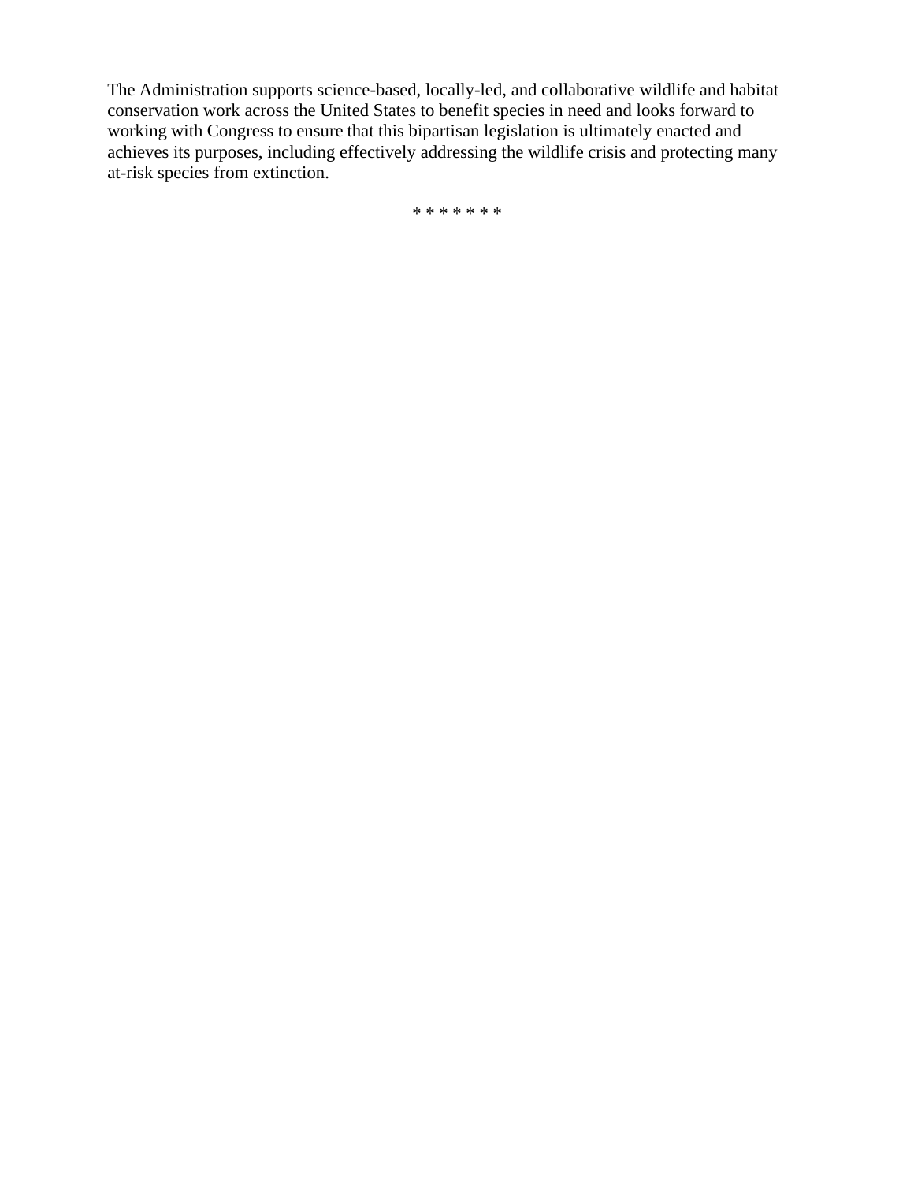The Administration supports science-based, locally-led, and collaborative wildlife and habitat conservation work across the United States to benefit species in need and looks forward to working with Congress to ensure that this bipartisan legislation is ultimately enacted and achieves its purposes, including effectively addressing the wildlife crisis and protecting many at-risk species from extinction.

* * * * * * *